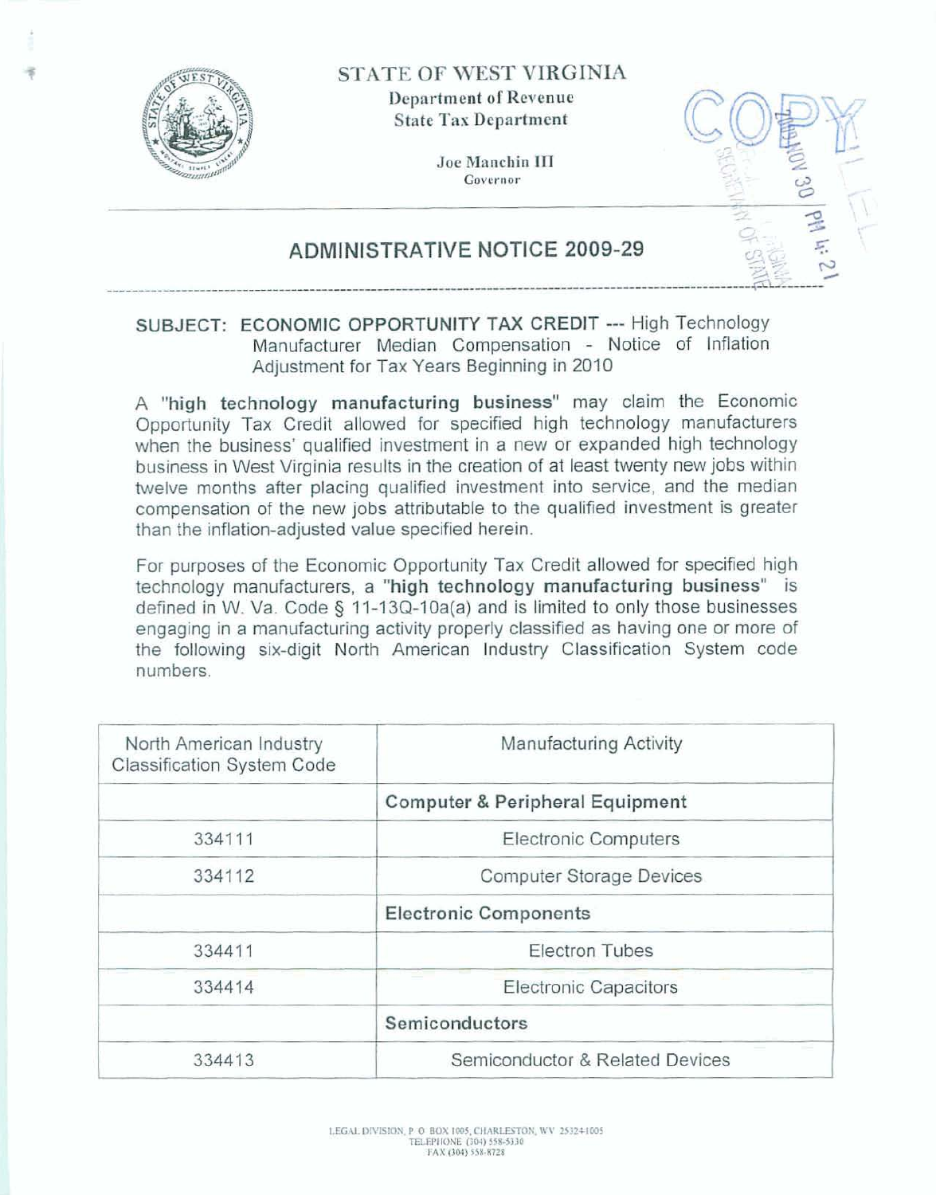STATE OF WEST VIRGINIA

Department of Revenue

State Tax Department

Joe Manchin III
Governor

# ADMINISTRATIVE NOTICE 2009-29

SUBJECT: ECONOMIC OPPORTUNITY TAX CREDIT --- High Technology Manufacturer Median Compensation - Notice of Inflation Adjustment for Tax Years Beginning in 2010

A "**high technology manufacturing business**" may claim the Economic Opportunity Tax Credit allowed for specified high technology manufacturers when the business' qualified investment in a new or expanded high technology business in West Virginia results in the creation of at least twenty new jobs within twelve months after placing qualified investment into service, and the median compensation of the new jobs attributable to the qualified investment is greater than the inflation-adjusted value specified herein.

For purposes of the Economic Opportunity Tax Credit allowed for specified high technology manufacturers, a "**high technology manufacturing business**" is defined in W. Va. Code § 11-13Q-10a(a) and is limited to only those businesses engaging in a manufacturing activity properly classified as having one or more of the following six-digit North American Industry Classification System code numbers.

| North American Industry Classification System Code | Manufacturing Activity |
|---|---|
| | **Computer & Peripheral Equipment** |
| 334111 | Electronic Computers |
| 334112 | Computer Storage Devices |
| | **Electronic Components** |
| 334411 | Electron Tubes |
| 334414 | Electronic Capacitors |
| | **Semiconductors** |
| 334413 | Semiconductor & Related Devices |

LEGAL DIVISION, P O BOX 1005, CHARLESTON, WV 25324-1005
TELEPHONE (304) 558-5330
FAX (304) 558-8728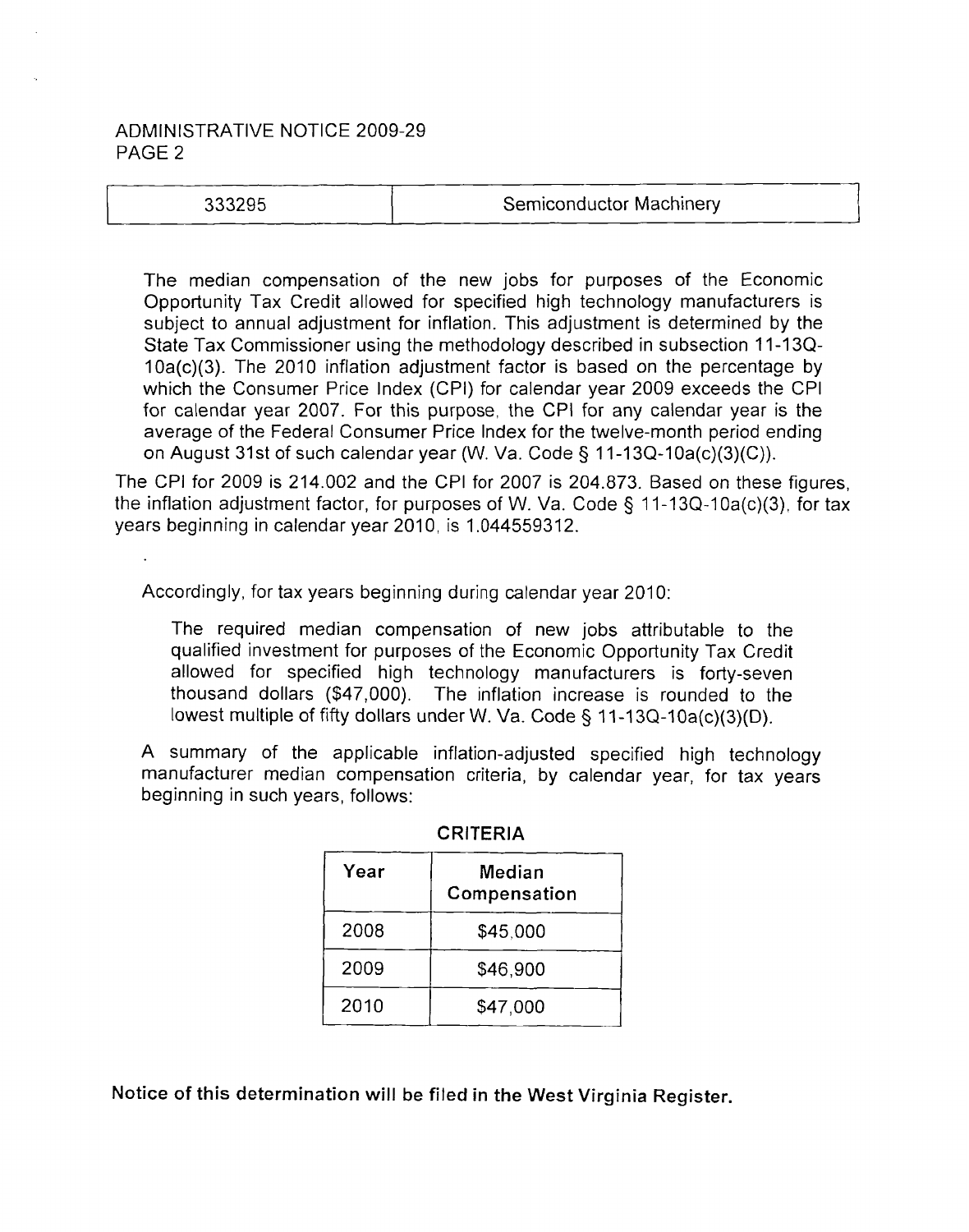ADMINISTRATIVE NOTICE 2009-29
PAGE 2

| 333295 | Semiconductor Machinery |
|---|---|

The median compensation of the new jobs for purposes of the Economic Opportunity Tax Credit allowed for specified high technology manufacturers is subject to annual adjustment for inflation. This adjustment is determined by the State Tax Commissioner using the methodology described in subsection 11-13Q-10a(c)(3). The 2010 inflation adjustment factor is based on the percentage by which the Consumer Price Index (CPI) for calendar year 2009 exceeds the CPI for calendar year 2007. For this purpose, the CPI for any calendar year is the average of the Federal Consumer Price Index for the twelve-month period ending on August 31st of such calendar year (W. Va. Code § 11-13Q-10a(c)(3)(C)).

The CPI for 2009 is 214.002 and the CPI for 2007 is 204.873. Based on these figures, the inflation adjustment factor, for purposes of W. Va. Code § 11-13Q-10a(c)(3), for tax years beginning in calendar year 2010, is 1.044559312.

Accordingly, for tax years beginning during calendar year 2010:

> The required median compensation of new jobs attributable to the qualified investment for purposes of the Economic Opportunity Tax Credit allowed for specified high technology manufacturers is forty-seven thousand dollars ($47,000). The inflation increase is rounded to the lowest multiple of fifty dollars under W. Va. Code § 11-13Q-10a(c)(3)(D).

A summary of the applicable inflation-adjusted specified high technology manufacturer median compensation criteria, by calendar year, for tax years beginning in such years, follows:

**CRITERIA**

| Year | Median Compensation |
|---|---|
| 2008 | $45,000 |
| 2009 | $46,900 |
| 2010 | $47,000 |

**Notice of this determination will be filed in the West Virginia Register.**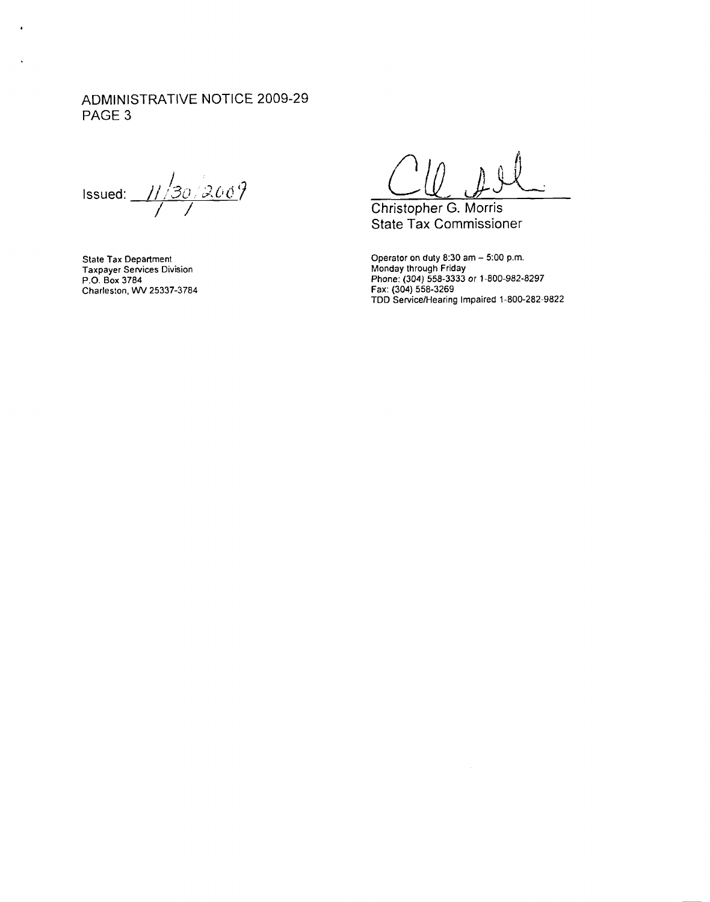ADMINISTRATIVE NOTICE 2009-29
PAGE 3

Issued: 11/30/2009

Christopher G. Morris
State Tax Commissioner

State Tax Department
Taxpayer Services Division
P.O. Box 3784
Charleston, WV 25337-3784

Operator on duty 8:30 am – 5:00 p.m.
Monday through Friday
Phone: (304) 558-3333 or 1-800-982-8297
Fax: (304) 558-3269
TDD Service/Hearing Impaired 1-800-282-9822